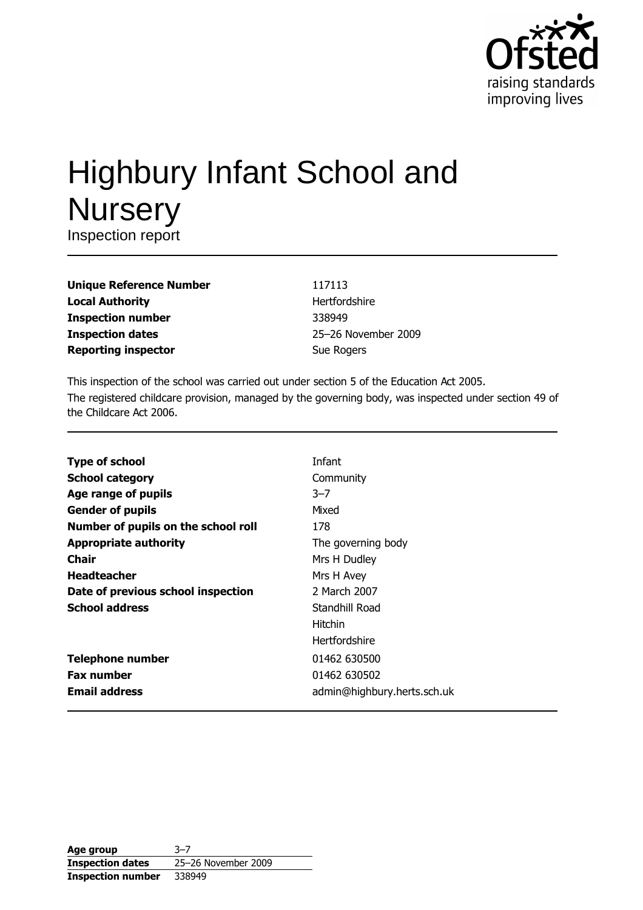Ofsted
raising standards
improving lives

# Highbury Infant School and Nursery

Inspection report

| | |
|---|---|
| **Unique Reference Number** | 117113 |
| **Local Authority** | Hertfordshire |
| **Inspection number** | 338949 |
| **Inspection dates** | 25–26 November 2009 |
| **Reporting inspector** | Sue Rogers |

This inspection of the school was carried out under section 5 of the Education Act 2005.

The registered childcare provision, managed by the governing body, was inspected under section 49 of the Childcare Act 2006.

| | |
|---|---|
| **Type of school** | Infant |
| **School category** | Community |
| **Age range of pupils** | 3–7 |
| **Gender of pupils** | Mixed |
| **Number of pupils on the school roll** | 178 |
| **Appropriate authority** | The governing body |
| **Chair** | Mrs H Dudley |
| **Headteacher** | Mrs H Avey |
| **Date of previous school inspection** | 2 March 2007 |
| **School address** | Standhill Road<br>Hitchin<br>Hertfordshire |
| **Telephone number** | 01462 630500 |
| **Fax number** | 01462 630502 |
| **Email address** | admin@highbury.herts.sch.uk |

| | |
|---|---|
| **Age group** | 3–7 |
| **Inspection dates** | 25–26 November 2009 |
| **Inspection number** | 338949 |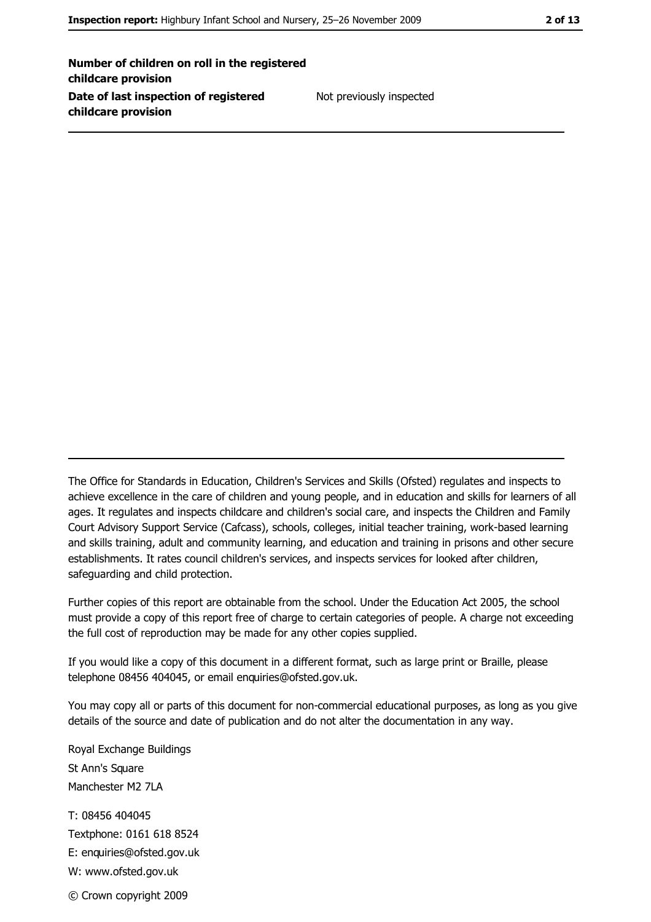| | |
|---|---|
| **Number of children on roll in the registered childcare provision** | |
| **Date of last inspection of registered childcare provision** | Not previously inspected |

The Office for Standards in Education, Children's Services and Skills (Ofsted) regulates and inspects to achieve excellence in the care of children and young people, and in education and skills for learners of all ages. It regulates and inspects childcare and children's social care, and inspects the Children and Family Court Advisory Support Service (Cafcass), schools, colleges, initial teacher training, work-based learning and skills training, adult and community learning, and education and training in prisons and other secure establishments. It rates council children's services, and inspects services for looked after children, safeguarding and child protection.

Further copies of this report are obtainable from the school. Under the Education Act 2005, the school must provide a copy of this report free of charge to certain categories of people. A charge not exceeding the full cost of reproduction may be made for any other copies supplied.

If you would like a copy of this document in a different format, such as large print or Braille, please telephone 08456 404045, or email enquiries@ofsted.gov.uk.

You may copy all or parts of this document for non-commercial educational purposes, as long as you give details of the source and date of publication and do not alter the documentation in any way.

Royal Exchange Buildings
St Ann's Square
Manchester M2 7LA

T: 08456 404045
Textphone: 0161 618 8524
E: enquiries@ofsted.gov.uk
W: www.ofsted.gov.uk

© Crown copyright 2009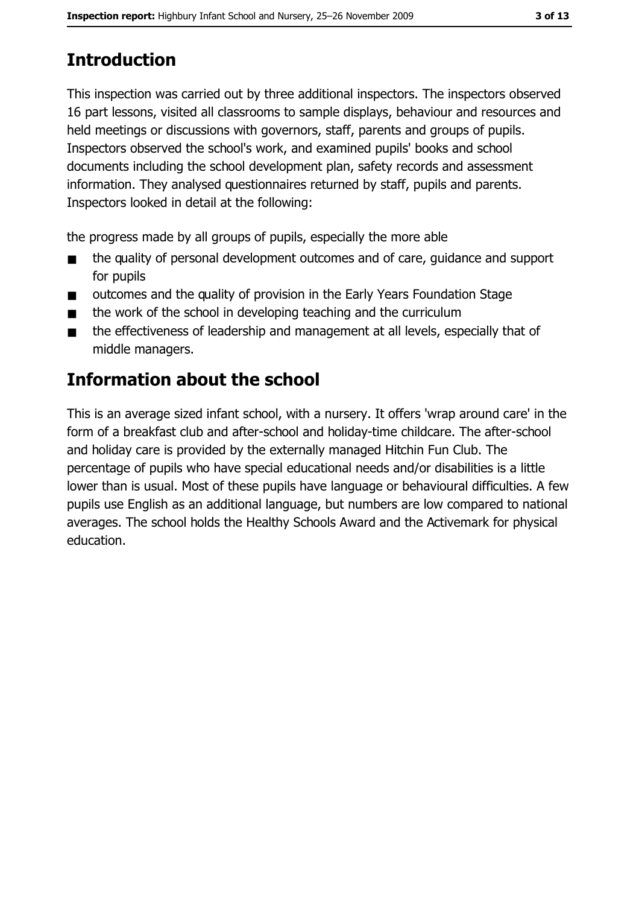## Introduction

This inspection was carried out by three additional inspectors. The inspectors observed 16 part lessons, visited all classrooms to sample displays, behaviour and resources and held meetings or discussions with governors, staff, parents and groups of pupils. Inspectors observed the school's work, and examined pupils' books and school documents including the school development plan, safety records and assessment information. They analysed questionnaires returned by staff, pupils and parents. Inspectors looked in detail at the following:

the progress made by all groups of pupils, especially the more able

- the quality of personal development outcomes and of care, guidance and support for pupils
- outcomes and the quality of provision in the Early Years Foundation Stage
- the work of the school in developing teaching and the curriculum
- the effectiveness of leadership and management at all levels, especially that of middle managers.

## Information about the school

This is an average sized infant school, with a nursery. It offers 'wrap around care' in the form of a breakfast club and after-school and holiday-time childcare. The after-school and holiday care is provided by the externally managed Hitchin Fun Club. The percentage of pupils who have special educational needs and/or disabilities is a little lower than is usual. Most of these pupils have language or behavioural difficulties. A few pupils use English as an additional language, but numbers are low compared to national averages. The school holds the Healthy Schools Award and the Activemark for physical education.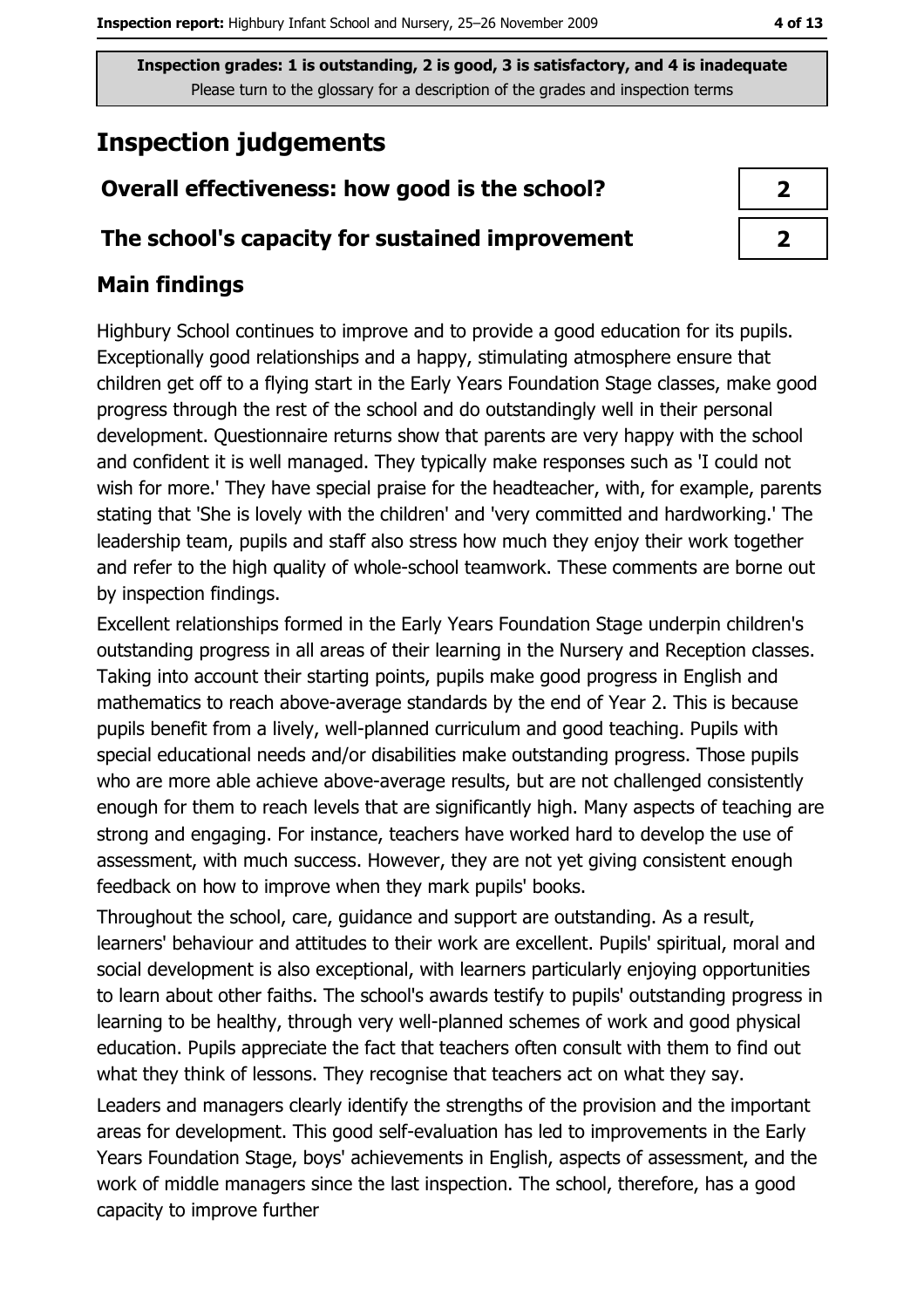Inspection grades: 1 is outstanding, 2 is good, 3 is satisfactory, and 4 is inadequate
Please turn to the glossary for a description of the grades and inspection terms

# Inspection judgements

| | |
|---|---|
| **Overall effectiveness: how good is the school?** | 2 |
| **The school's capacity for sustained improvement** | 2 |

## Main findings

Highbury School continues to improve and to provide a good education for its pupils. Exceptionally good relationships and a happy, stimulating atmosphere ensure that children get off to a flying start in the Early Years Foundation Stage classes, make good progress through the rest of the school and do outstandingly well in their personal development. Questionnaire returns show that parents are very happy with the school and confident it is well managed. They typically make responses such as 'I could not wish for more.' They have special praise for the headteacher, with, for example, parents stating that 'She is lovely with the children' and 'very committed and hardworking.' The leadership team, pupils and staff also stress how much they enjoy their work together and refer to the high quality of whole-school teamwork. These comments are borne out by inspection findings.

Excellent relationships formed in the Early Years Foundation Stage underpin children's outstanding progress in all areas of their learning in the Nursery and Reception classes. Taking into account their starting points, pupils make good progress in English and mathematics to reach above-average standards by the end of Year 2. This is because pupils benefit from a lively, well-planned curriculum and good teaching. Pupils with special educational needs and/or disabilities make outstanding progress. Those pupils who are more able achieve above-average results, but are not challenged consistently enough for them to reach levels that are significantly high. Many aspects of teaching are strong and engaging. For instance, teachers have worked hard to develop the use of assessment, with much success. However, they are not yet giving consistent enough feedback on how to improve when they mark pupils' books.

Throughout the school, care, guidance and support are outstanding. As a result, learners' behaviour and attitudes to their work are excellent. Pupils' spiritual, moral and social development is also exceptional, with learners particularly enjoying opportunities to learn about other faiths. The school's awards testify to pupils' outstanding progress in learning to be healthy, through very well-planned schemes of work and good physical education. Pupils appreciate the fact that teachers often consult with them to find out what they think of lessons. They recognise that teachers act on what they say.

Leaders and managers clearly identify the strengths of the provision and the important areas for development. This good self-evaluation has led to improvements in the Early Years Foundation Stage, boys' achievements in English, aspects of assessment, and the work of middle managers since the last inspection. The school, therefore, has a good capacity to improve further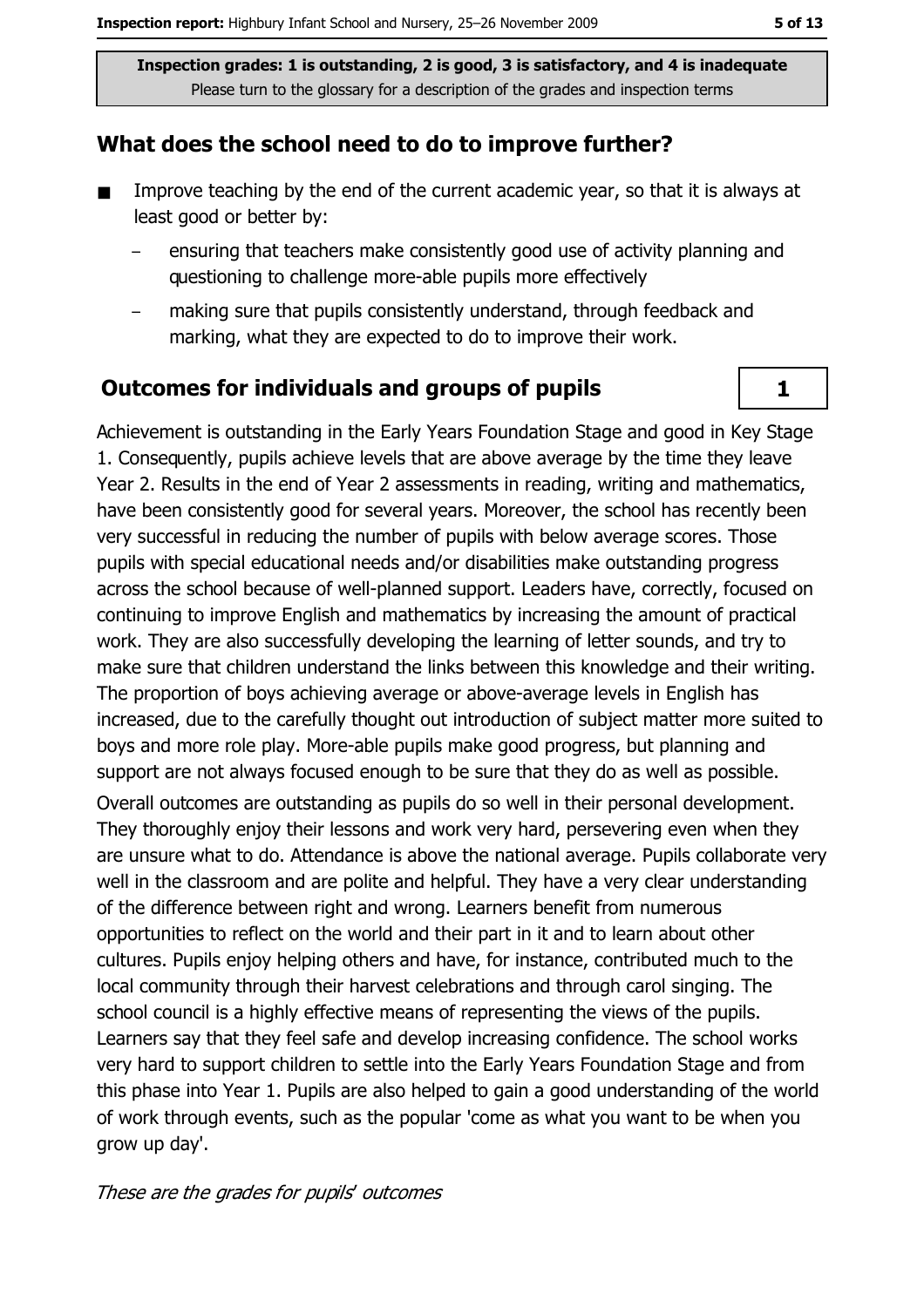**Inspection grades: 1 is outstanding, 2 is good, 3 is satisfactory, and 4 is inadequate**
Please turn to the glossary for a description of the grades and inspection terms

## What does the school need to do to improve further?

- Improve teaching by the end of the current academic year, so that it is always at least good or better by:
  - ensuring that teachers make consistently good use of activity planning and questioning to challenge more-able pupils more effectively
  - making sure that pupils consistently understand, through feedback and marking, what they are expected to do to improve their work.

## Outcomes for individuals and groups of pupils

**1**

Achievement is outstanding in the Early Years Foundation Stage and good in Key Stage 1. Consequently, pupils achieve levels that are above average by the time they leave Year 2. Results in the end of Year 2 assessments in reading, writing and mathematics, have been consistently good for several years. Moreover, the school has recently been very successful in reducing the number of pupils with below average scores. Those pupils with special educational needs and/or disabilities make outstanding progress across the school because of well-planned support. Leaders have, correctly, focused on continuing to improve English and mathematics by increasing the amount of practical work. They are also successfully developing the learning of letter sounds, and try to make sure that children understand the links between this knowledge and their writing. The proportion of boys achieving average or above-average levels in English has increased, due to the carefully thought out introduction of subject matter more suited to boys and more role play. More-able pupils make good progress, but planning and support are not always focused enough to be sure that they do as well as possible.

Overall outcomes are outstanding as pupils do so well in their personal development. They thoroughly enjoy their lessons and work very hard, persevering even when they are unsure what to do. Attendance is above the national average. Pupils collaborate very well in the classroom and are polite and helpful. They have a very clear understanding of the difference between right and wrong. Learners benefit from numerous opportunities to reflect on the world and their part in it and to learn about other cultures. Pupils enjoy helping others and have, for instance, contributed much to the local community through their harvest celebrations and through carol singing. The school council is a highly effective means of representing the views of the pupils. Learners say that they feel safe and develop increasing confidence. The school works very hard to support children to settle into the Early Years Foundation Stage and from this phase into Year 1. Pupils are also helped to gain a good understanding of the world of work through events, such as the popular 'come as what you want to be when you grow up day'.

*These are the grades for pupils' outcomes*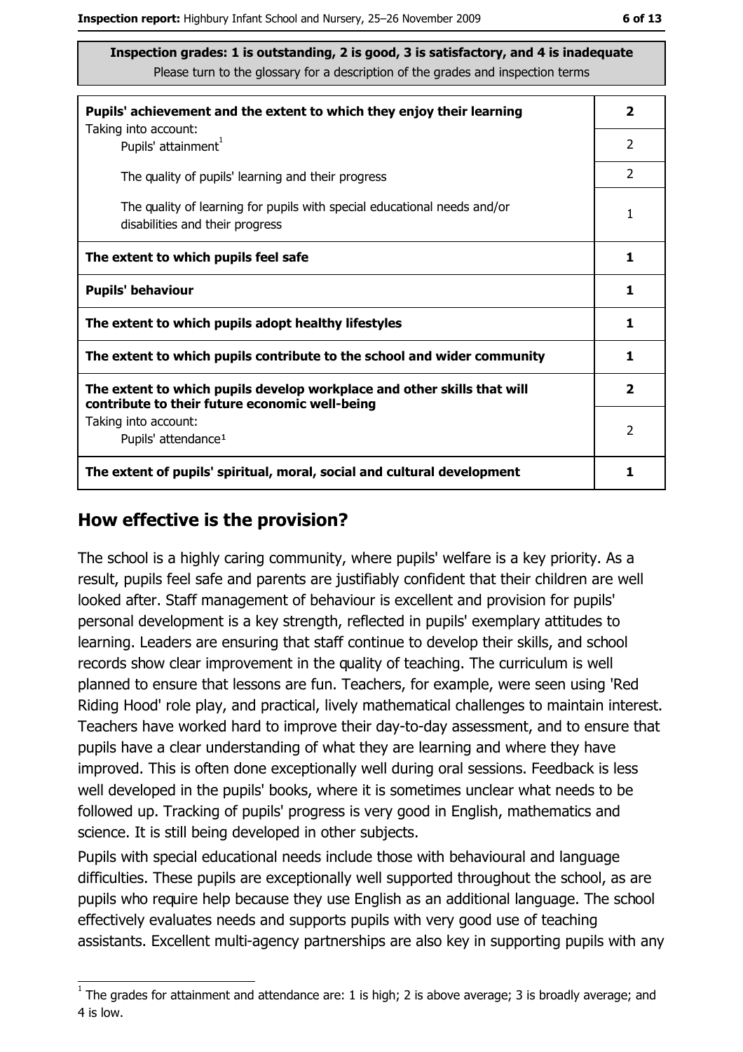**Inspection grades: 1 is outstanding, 2 is good, 3 is satisfactory, and 4 is inadequate**
Please turn to the glossary for a description of the grades and inspection terms

| | |
|---|---|
| **Pupils' achievement and the extent to which they enjoy their learning** | **2** |
| Taking into account: Pupils' attainment[1] | 2 |
| The quality of pupils' learning and their progress | 2 |
| The quality of learning for pupils with special educational needs and/or disabilities and their progress | 1 |
| **The extent to which pupils feel safe** | **1** |
| **Pupils' behaviour** | **1** |
| **The extent to which pupils adopt healthy lifestyles** | **1** |
| **The extent to which pupils contribute to the school and wider community** | **1** |
| **The extent to which pupils develop workplace and other skills that will contribute to their future economic well-being** | **2** |
| Taking into account: Pupils' attendance[1] | 2 |
| **The extent of pupils' spiritual, moral, social and cultural development** | **1** |

## How effective is the provision?

The school is a highly caring community, where pupils' welfare is a key priority. As a result, pupils feel safe and parents are justifiably confident that their children are well looked after. Staff management of behaviour is excellent and provision for pupils' personal development is a key strength, reflected in pupils' exemplary attitudes to learning. Leaders are ensuring that staff continue to develop their skills, and school records show clear improvement in the quality of teaching. The curriculum is well planned to ensure that lessons are fun. Teachers, for example, were seen using 'Red Riding Hood' role play, and practical, lively mathematical challenges to maintain interest. Teachers have worked hard to improve their day-to-day assessment, and to ensure that pupils have a clear understanding of what they are learning and where they have improved. This is often done exceptionally well during oral sessions. Feedback is less well developed in the pupils' books, where it is sometimes unclear what needs to be followed up. Tracking of pupils' progress is very good in English, mathematics and science. It is still being developed in other subjects.

Pupils with special educational needs include those with behavioural and language difficulties. These pupils are exceptionally well supported throughout the school, as are pupils who require help because they use English as an additional language. The school effectively evaluates needs and supports pupils with very good use of teaching assistants. Excellent multi-agency partnerships are also key in supporting pupils with any

[1] The grades for attainment and attendance are: 1 is high; 2 is above average; 3 is broadly average; and 4 is low.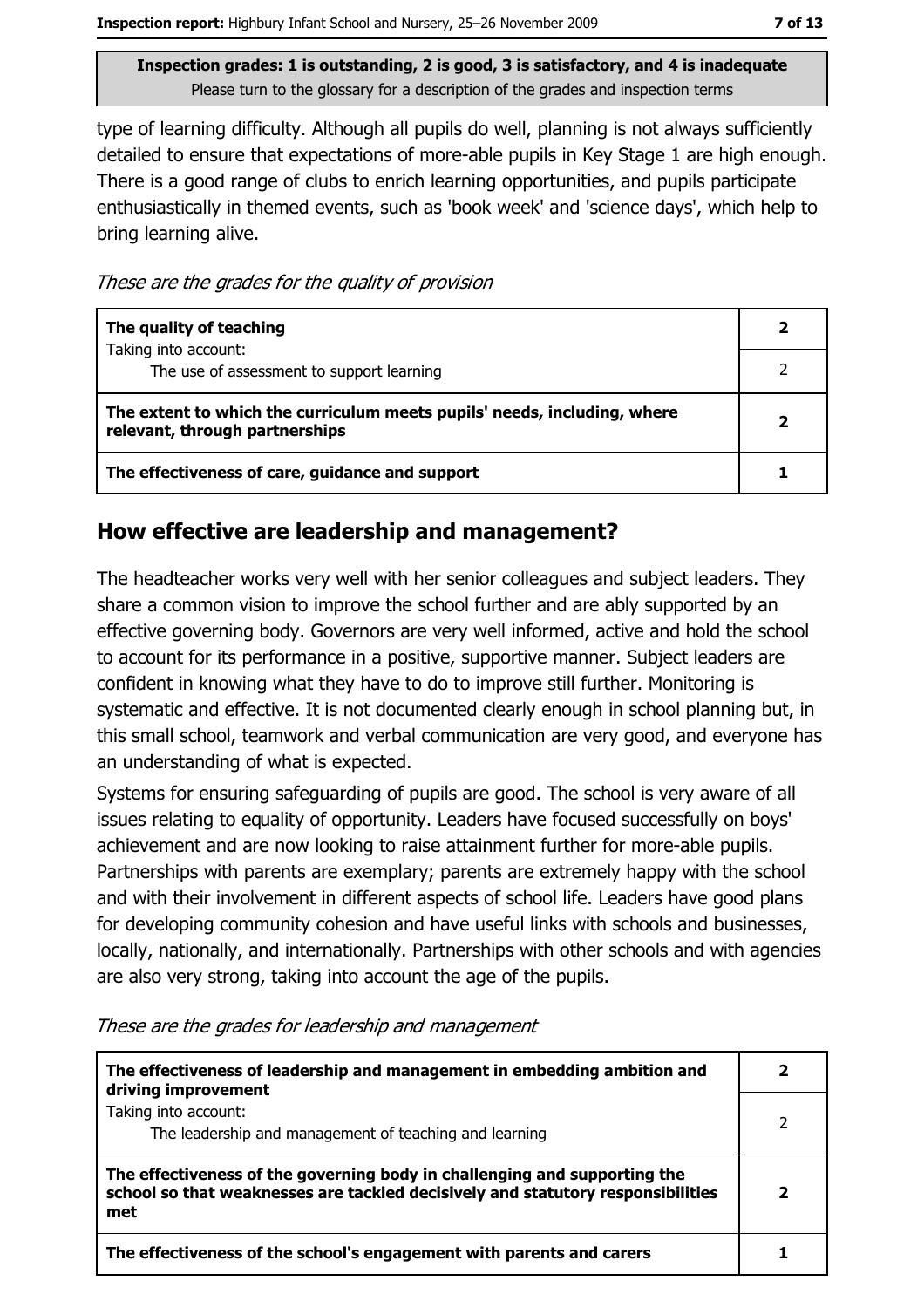type of learning difficulty. Although all pupils do well, planning is not always sufficiently detailed to ensure that expectations of more-able pupils in Key Stage 1 are high enough. There is a good range of clubs to enrich learning opportunities, and pupils participate enthusiastically in themed events, such as 'book week' and 'science days', which help to bring learning alive.

*These are the grades for the quality of provision*

| | |
|---|---|
| **The quality of teaching** | **2** |
| Taking into account: The use of assessment to support learning | 2 |
| **The extent to which the curriculum meets pupils' needs, including, where relevant, through partnerships** | **2** |
| **The effectiveness of care, guidance and support** | **1** |

## How effective are leadership and management?

The headteacher works very well with her senior colleagues and subject leaders. They share a common vision to improve the school further and are ably supported by an effective governing body. Governors are very well informed, active and hold the school to account for its performance in a positive, supportive manner. Subject leaders are confident in knowing what they have to do to improve still further. Monitoring is systematic and effective. It is not documented clearly enough in school planning but, in this small school, teamwork and verbal communication are very good, and everyone has an understanding of what is expected.

Systems for ensuring safeguarding of pupils are good. The school is very aware of all issues relating to equality of opportunity. Leaders have focused successfully on boys' achievement and are now looking to raise attainment further for more-able pupils. Partnerships with parents are exemplary; parents are extremely happy with the school and with their involvement in different aspects of school life. Leaders have good plans for developing community cohesion and have useful links with schools and businesses, locally, nationally, and internationally. Partnerships with other schools and with agencies are also very strong, taking into account the age of the pupils.

*These are the grades for leadership and management*

| | |
|---|---|
| **The effectiveness of leadership and management in embedding ambition and driving improvement** | **2** |
| Taking into account: The leadership and management of teaching and learning | 2 |
| **The effectiveness of the governing body in challenging and supporting the school so that weaknesses are tackled decisively and statutory responsibilities met** | **2** |
| **The effectiveness of the school's engagement with parents and carers** | **1** |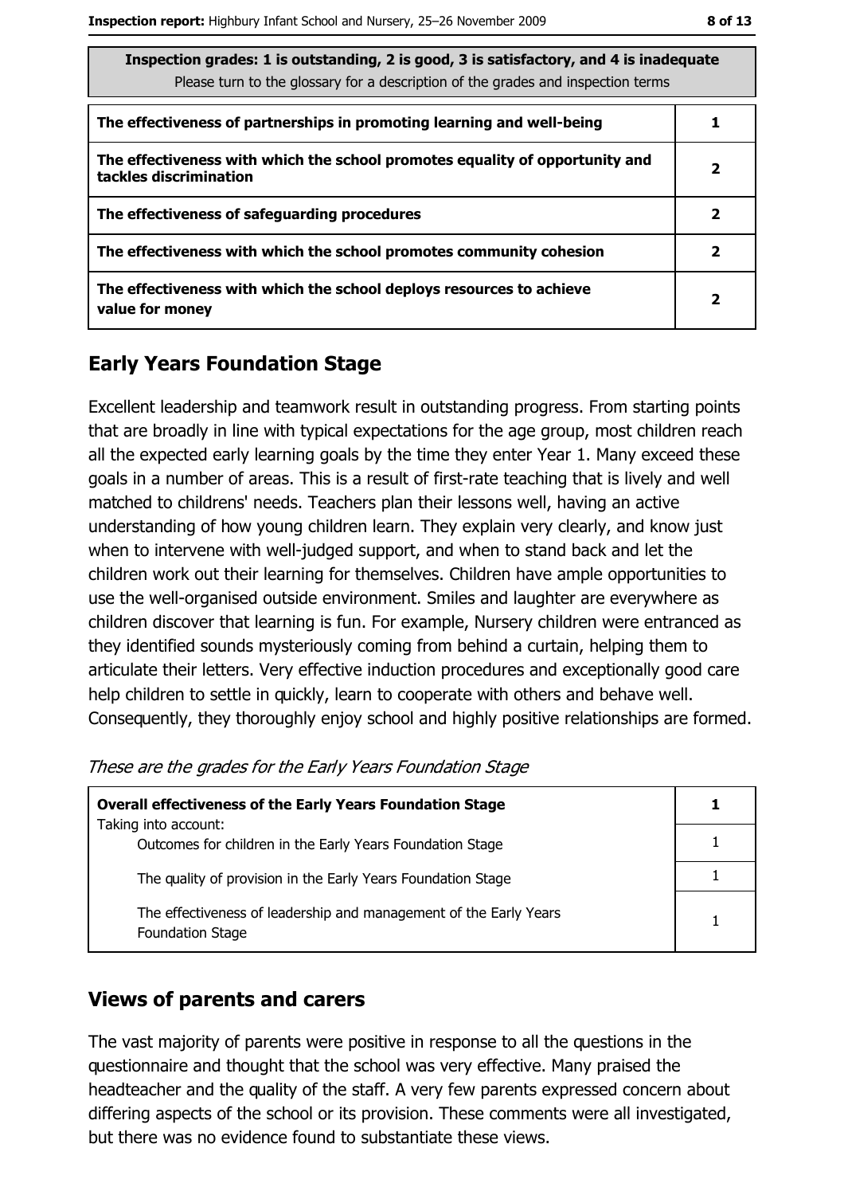| Inspection grades: 1 is outstanding, 2 is good, 3 is satisfactory, and 4 is inadequate<br>Please turn to the glossary for a description of the grades and inspection terms | |
|---|---|
| **The effectiveness of partnerships in promoting learning and well-being** | **1** |
| **The effectiveness with which the school promotes equality of opportunity and tackles discrimination** | **2** |
| **The effectiveness of safeguarding procedures** | **2** |
| **The effectiveness with which the school promotes community cohesion** | **2** |
| **The effectiveness with which the school deploys resources to achieve value for money** | **2** |

## Early Years Foundation Stage

Excellent leadership and teamwork result in outstanding progress. From starting points that are broadly in line with typical expectations for the age group, most children reach all the expected early learning goals by the time they enter Year 1. Many exceed these goals in a number of areas. This is a result of first-rate teaching that is lively and well matched to childrens' needs. Teachers plan their lessons well, having an active understanding of how young children learn. They explain very clearly, and know just when to intervene with well-judged support, and when to stand back and let the children work out their learning for themselves. Children have ample opportunities to use the well-organised outside environment. Smiles and laughter are everywhere as children discover that learning is fun. For example, Nursery children were entranced as they identified sounds mysteriously coming from behind a curtain, helping them to articulate their letters. Very effective induction procedures and exceptionally good care help children to settle in quickly, learn to cooperate with others and behave well. Consequently, they thoroughly enjoy school and highly positive relationships are formed.

*These are the grades for the Early Years Foundation Stage*

| **Overall effectiveness of the Early Years Foundation Stage**<br>Taking into account: | **1** |
|---|---|
| Outcomes for children in the Early Years Foundation Stage | 1 |
| The quality of provision in the Early Years Foundation Stage | 1 |
| The effectiveness of leadership and management of the Early Years Foundation Stage | 1 |

## Views of parents and carers

The vast majority of parents were positive in response to all the questions in the questionnaire and thought that the school was very effective. Many praised the headteacher and the quality of the staff. A very few parents expressed concern about differing aspects of the school or its provision. These comments were all investigated, but there was no evidence found to substantiate these views.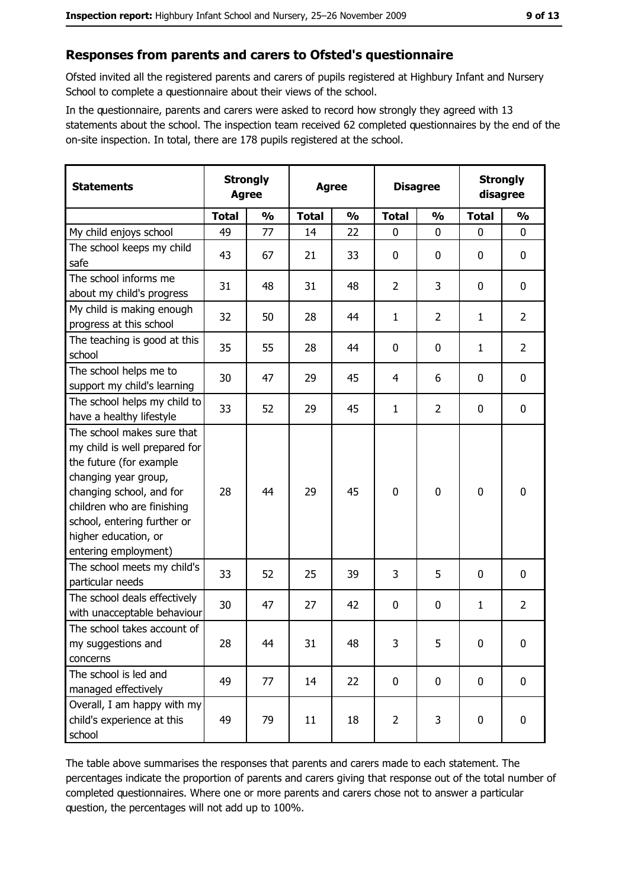## Responses from parents and carers to Ofsted's questionnaire

Ofsted invited all the registered parents and carers of pupils registered at Highbury Infant and Nursery School to complete a questionnaire about their views of the school.

In the questionnaire, parents and carers were asked to record how strongly they agreed with 13 statements about the school. The inspection team received 62 completed questionnaires by the end of the on-site inspection. In total, there are 178 pupils registered at the school.

| Statements | Strongly Agree | | Agree | | Disagree | | Strongly disagree | |
|---|---|---|---|---|---|---|---|---|
| | **Total** | **%** | **Total** | **%** | **Total** | **%** | **Total** | **%** |
| My child enjoys school | 49 | 77 | 14 | 22 | 0 | 0 | 0 | 0 |
| The school keeps my child safe | 43 | 67 | 21 | 33 | 0 | 0 | 0 | 0 |
| The school informs me about my child's progress | 31 | 48 | 31 | 48 | 2 | 3 | 0 | 0 |
| My child is making enough progress at this school | 32 | 50 | 28 | 44 | 1 | 2 | 1 | 2 |
| The teaching is good at this school | 35 | 55 | 28 | 44 | 0 | 0 | 1 | 2 |
| The school helps me to support my child's learning | 30 | 47 | 29 | 45 | 4 | 6 | 0 | 0 |
| The school helps my child to have a healthy lifestyle | 33 | 52 | 29 | 45 | 1 | 2 | 0 | 0 |
| The school makes sure that my child is well prepared for the future (for example changing year group, changing school, and for children who are finishing school, entering further or higher education, or entering employment) | 28 | 44 | 29 | 45 | 0 | 0 | 0 | 0 |
| The school meets my child's particular needs | 33 | 52 | 25 | 39 | 3 | 5 | 0 | 0 |
| The school deals effectively with unacceptable behaviour | 30 | 47 | 27 | 42 | 0 | 0 | 1 | 2 |
| The school takes account of my suggestions and concerns | 28 | 44 | 31 | 48 | 3 | 5 | 0 | 0 |
| The school is led and managed effectively | 49 | 77 | 14 | 22 | 0 | 0 | 0 | 0 |
| Overall, I am happy with my child's experience at this school | 49 | 79 | 11 | 18 | 2 | 3 | 0 | 0 |

The table above summarises the responses that parents and carers made to each statement. The percentages indicate the proportion of parents and carers giving that response out of the total number of completed questionnaires. Where one or more parents and carers chose not to answer a particular question, the percentages will not add up to 100%.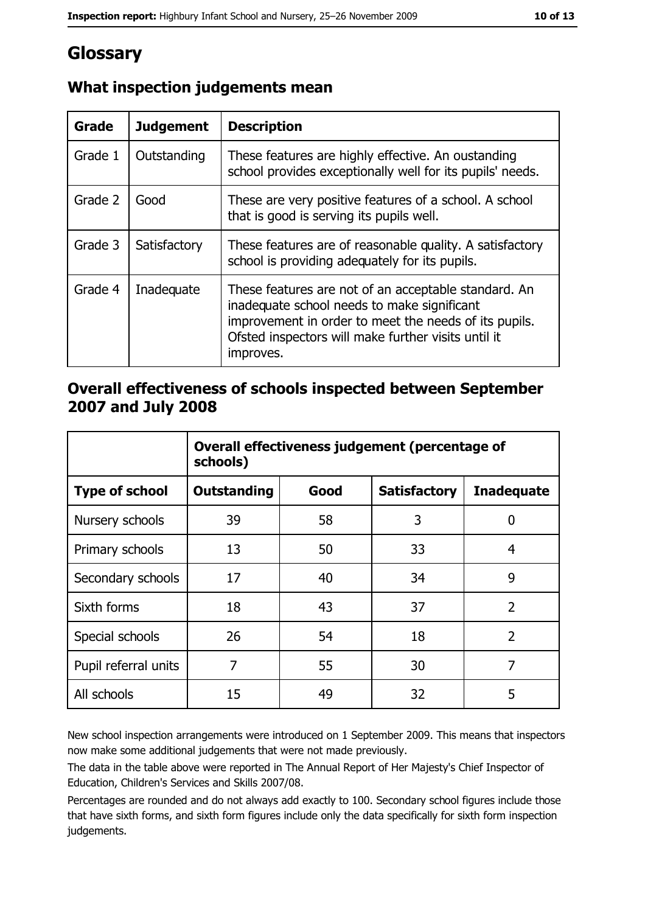# Glossary

## What inspection judgements mean

| Grade | Judgement | Description |
|---|---|---|
| Grade 1 | Outstanding | These features are highly effective. An oustanding school provides exceptionally well for its pupils' needs. |
| Grade 2 | Good | These are very positive features of a school. A school that is good is serving its pupils well. |
| Grade 3 | Satisfactory | These features are of reasonable quality. A satisfactory school is providing adequately for its pupils. |
| Grade 4 | Inadequate | These features are not of an acceptable standard. An inadequate school needs to make significant improvement in order to meet the needs of its pupils. Ofsted inspectors will make further visits until it improves. |

## Overall effectiveness of schools inspected between September 2007 and July 2008

| | Overall effectiveness judgement (percentage of schools) | | | |
|---|---|---|---|---|
| **Type of school** | **Outstanding** | **Good** | **Satisfactory** | **Inadequate** |
| Nursery schools | 39 | 58 | 3 | 0 |
| Primary schools | 13 | 50 | 33 | 4 |
| Secondary schools | 17 | 40 | 34 | 9 |
| Sixth forms | 18 | 43 | 37 | 2 |
| Special schools | 26 | 54 | 18 | 2 |
| Pupil referral units | 7 | 55 | 30 | 7 |
| All schools | 15 | 49 | 32 | 5 |

New school inspection arrangements were introduced on 1 September 2009. This means that inspectors now make some additional judgements that were not made previously.

The data in the table above were reported in The Annual Report of Her Majesty's Chief Inspector of Education, Children's Services and Skills 2007/08.

Percentages are rounded and do not always add exactly to 100. Secondary school figures include those that have sixth forms, and sixth form figures include only the data specifically for sixth form inspection judgements.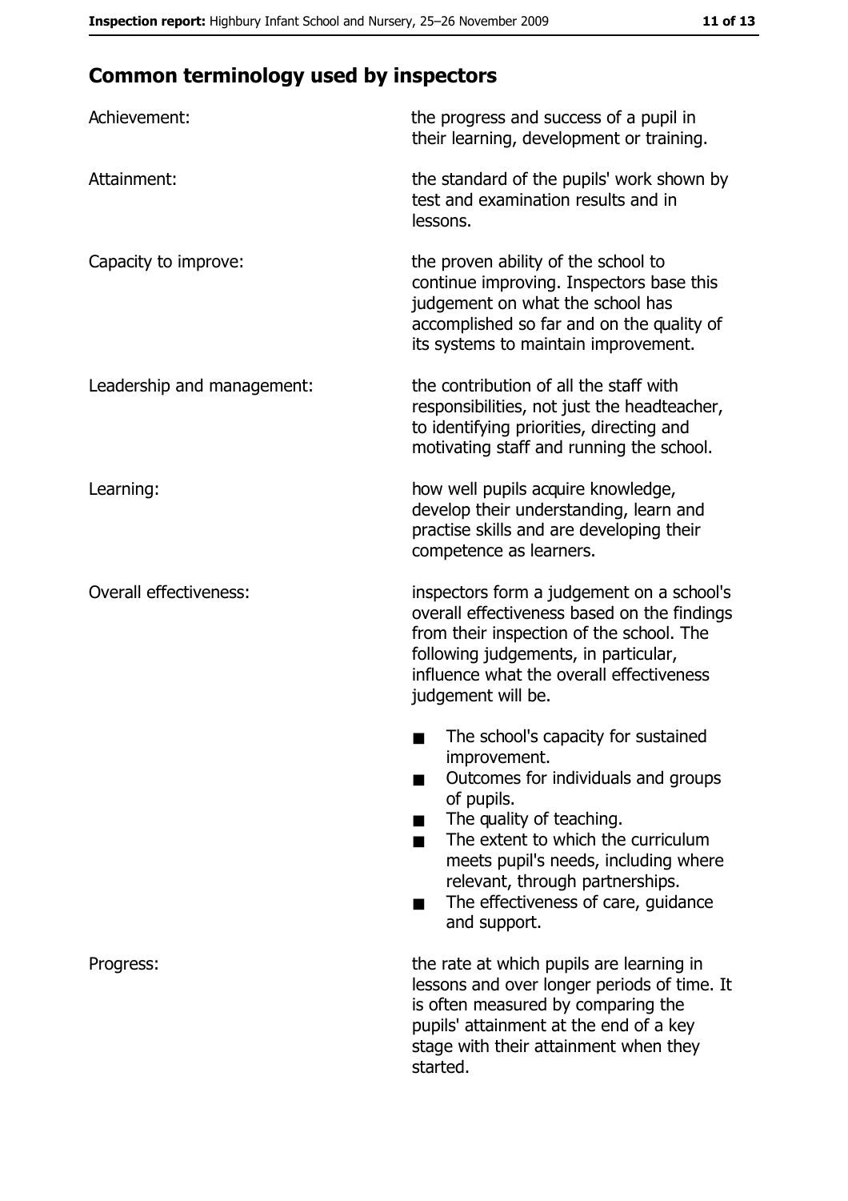## Common terminology used by inspectors

| | |
|---|---|
| Achievement: | the progress and success of a pupil in their learning, development or training. |
| Attainment: | the standard of the pupils' work shown by test and examination results and in lessons. |
| Capacity to improve: | the proven ability of the school to continue improving. Inspectors base this judgement on what the school has accomplished so far and on the quality of its systems to maintain improvement. |
| Leadership and management: | the contribution of all the staff with responsibilities, not just the headteacher, to identifying priorities, directing and motivating staff and running the school. |
| Learning: | how well pupils acquire knowledge, develop their understanding, learn and practise skills and are developing their competence as learners. |
| Overall effectiveness: | inspectors form a judgement on a school's overall effectiveness based on the findings from their inspection of the school. The following judgements, in particular, influence what the overall effectiveness judgement will be.<br>■ The school's capacity for sustained improvement.<br>■ Outcomes for individuals and groups of pupils.<br>■ The quality of teaching.<br>■ The extent to which the curriculum meets pupil's needs, including where relevant, through partnerships.<br>■ The effectiveness of care, guidance and support. |
| Progress: | the rate at which pupils are learning in lessons and over longer periods of time. It is often measured by comparing the pupils' attainment at the end of a key stage with their attainment when they started. |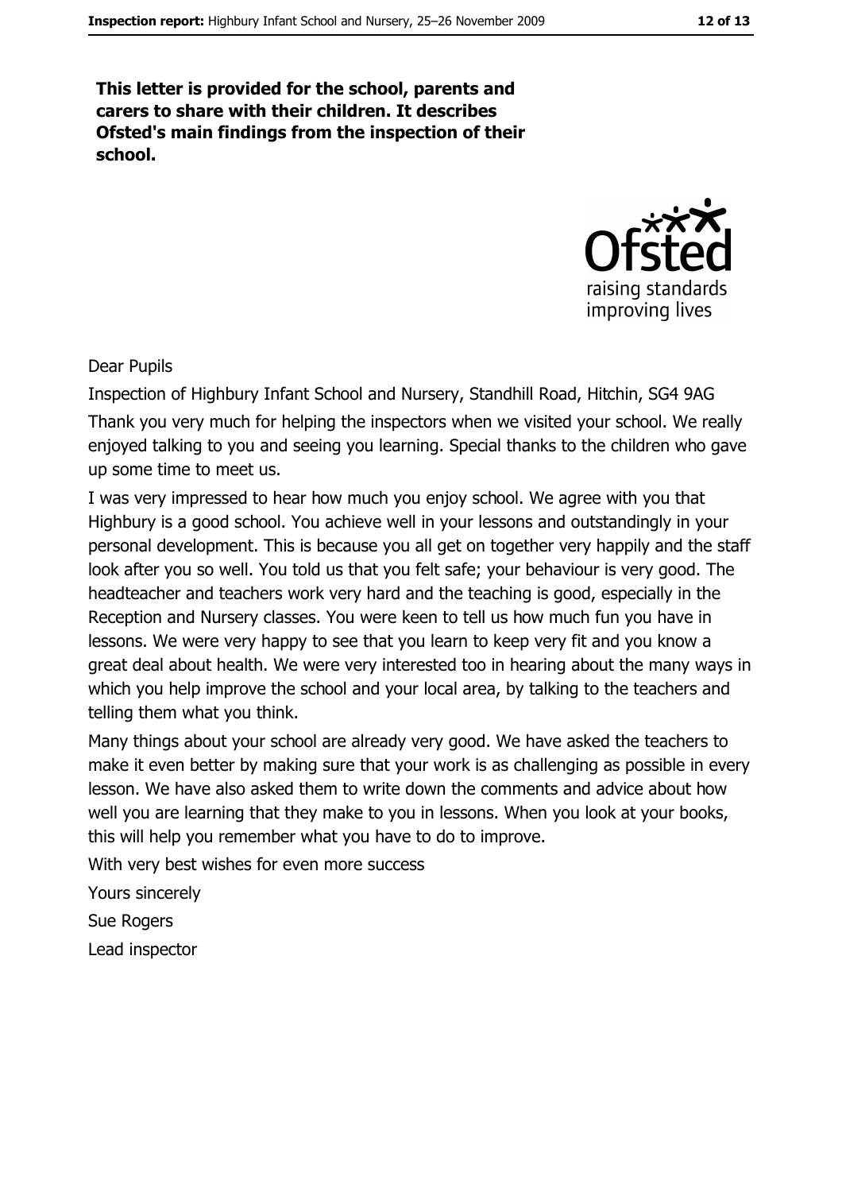**This letter is provided for the school, parents and carers to share with their children. It describes Ofsted's main findings from the inspection of their school.**

Dear Pupils

Inspection of Highbury Infant School and Nursery, Standhill Road, Hitchin, SG4 9AG

Thank you very much for helping the inspectors when we visited your school. We really enjoyed talking to you and seeing you learning. Special thanks to the children who gave up some time to meet us.

I was very impressed to hear how much you enjoy school. We agree with you that Highbury is a good school. You achieve well in your lessons and outstandingly in your personal development. This is because you all get on together very happily and the staff look after you so well. You told us that you felt safe; your behaviour is very good. The headteacher and teachers work very hard and the teaching is good, especially in the Reception and Nursery classes. You were keen to tell us how much fun you have in lessons. We were very happy to see that you learn to keep very fit and you know a great deal about health. We were very interested too in hearing about the many ways in which you help improve the school and your local area, by talking to the teachers and telling them what you think.

Many things about your school are already very good. We have asked the teachers to make it even better by making sure that your work is as challenging as possible in every lesson. We have also asked them to write down the comments and advice about how well you are learning that they make to you in lessons. When you look at your books, this will help you remember what you have to do to improve.

With very best wishes for even more success

Yours sincerely

Sue Rogers

Lead inspector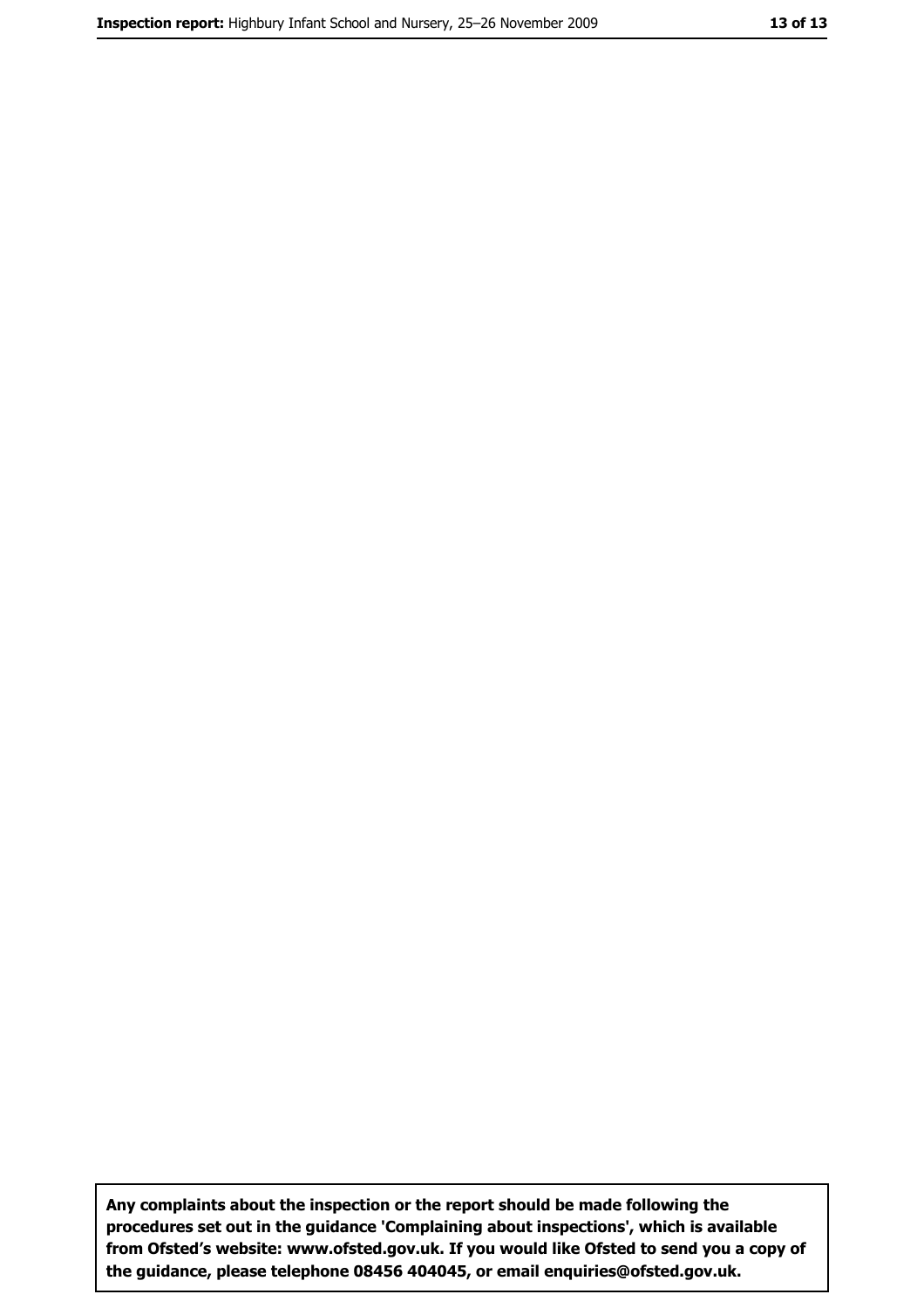**Any complaints about the inspection or the report should be made following the procedures set out in the guidance 'Complaining about inspections', which is available from Ofsted's website: www.ofsted.gov.uk. If you would like Ofsted to send you a copy of the guidance, please telephone 08456 404045, or email enquiries@ofsted.gov.uk.**